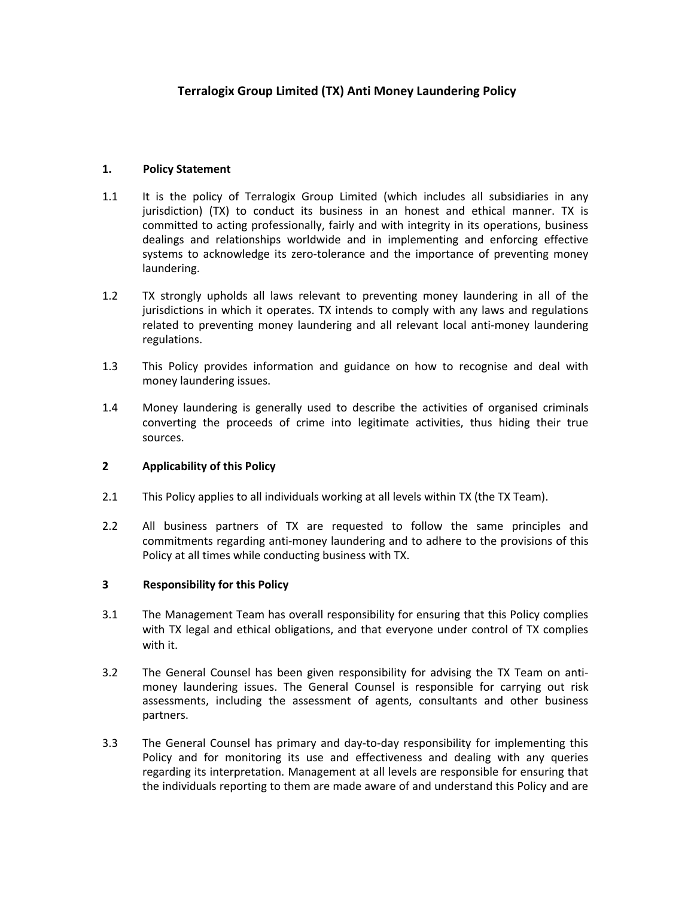# Terralogix Group Limited (TX) Anti Money Laundering Policy

## 1. Policy Statement

1.1 It is the policy of Terralogix Group Limited (which includes all subsidiaries in any jurisdiction) (TX) to conduct its business in an honest and ethical manner. TX is committed to acting professionally, fairly and with integrity in its operations, business dealings and relationships worldwide and in implementing and enforcing effective systems to acknowledge its zero-tolerance and the importance of preventing money laundering.

1.2 TX strongly upholds all laws relevant to preventing money laundering in all of the jurisdictions in which it operates. TX intends to comply with any laws and regulations related to preventing money laundering and all relevant local anti-money laundering regulations.

1.3 This Policy provides information and guidance on how to recognise and deal with money laundering issues.

1.4 Money laundering is generally used to describe the activities of organised criminals converting the proceeds of crime into legitimate activities, thus hiding their true sources.

## 2 Applicability of this Policy

2.1 This Policy applies to all individuals working at all levels within TX (the TX Team).

2.2 All business partners of TX are requested to follow the same principles and commitments regarding anti-money laundering and to adhere to the provisions of this Policy at all times while conducting business with TX.

## 3 Responsibility for this Policy

3.1 The Management Team has overall responsibility for ensuring that this Policy complies with TX legal and ethical obligations, and that everyone under control of TX complies with it.

3.2 The General Counsel has been given responsibility for advising the TX Team on anti-money laundering issues. The General Counsel is responsible for carrying out risk assessments, including the assessment of agents, consultants and other business partners.

3.3 The General Counsel has primary and day-to-day responsibility for implementing this Policy and for monitoring its use and effectiveness and dealing with any queries regarding its interpretation. Management at all levels are responsible for ensuring that the individuals reporting to them are made aware of and understand this Policy and are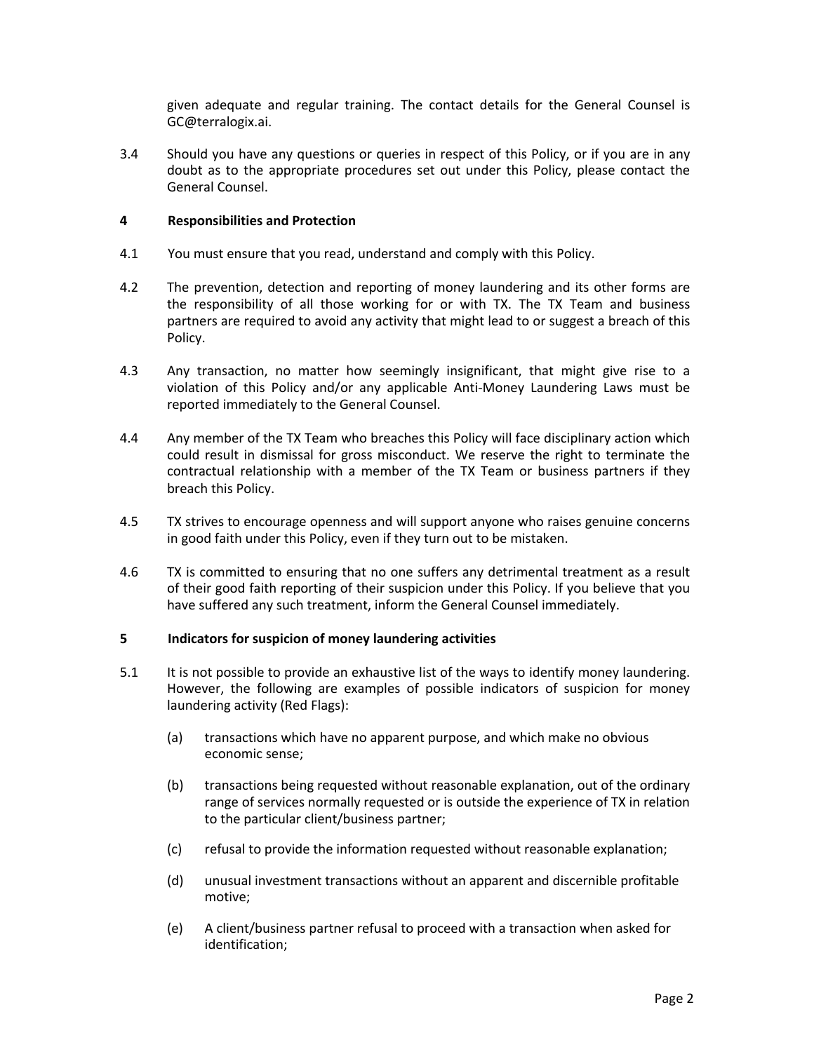given adequate and regular training. The contact details for the General Counsel is GC@terralogix.ai.

3.4 Should you have any questions or queries in respect of this Policy, or if you are in any doubt as to the appropriate procedures set out under this Policy, please contact the General Counsel.

## 4 Responsibilities and Protection

4.1 You must ensure that you read, understand and comply with this Policy.

4.2 The prevention, detection and reporting of money laundering and its other forms are the responsibility of all those working for or with TX. The TX Team and business partners are required to avoid any activity that might lead to or suggest a breach of this Policy.

4.3 Any transaction, no matter how seemingly insignificant, that might give rise to a violation of this Policy and/or any applicable Anti-Money Laundering Laws must be reported immediately to the General Counsel.

4.4 Any member of the TX Team who breaches this Policy will face disciplinary action which could result in dismissal for gross misconduct. We reserve the right to terminate the contractual relationship with a member of the TX Team or business partners if they breach this Policy.

4.5 TX strives to encourage openness and will support anyone who raises genuine concerns in good faith under this Policy, even if they turn out to be mistaken.

4.6 TX is committed to ensuring that no one suffers any detrimental treatment as a result of their good faith reporting of their suspicion under this Policy. If you believe that you have suffered any such treatment, inform the General Counsel immediately.

## 5 Indicators for suspicion of money laundering activities

5.1 It is not possible to provide an exhaustive list of the ways to identify money laundering. However, the following are examples of possible indicators of suspicion for money laundering activity (Red Flags):

(a) transactions which have no apparent purpose, and which make no obvious economic sense;

(b) transactions being requested without reasonable explanation, out of the ordinary range of services normally requested or is outside the experience of TX in relation to the particular client/business partner;

(c) refusal to provide the information requested without reasonable explanation;

(d) unusual investment transactions without an apparent and discernible profitable motive;

(e) A client/business partner refusal to proceed with a transaction when asked for identification;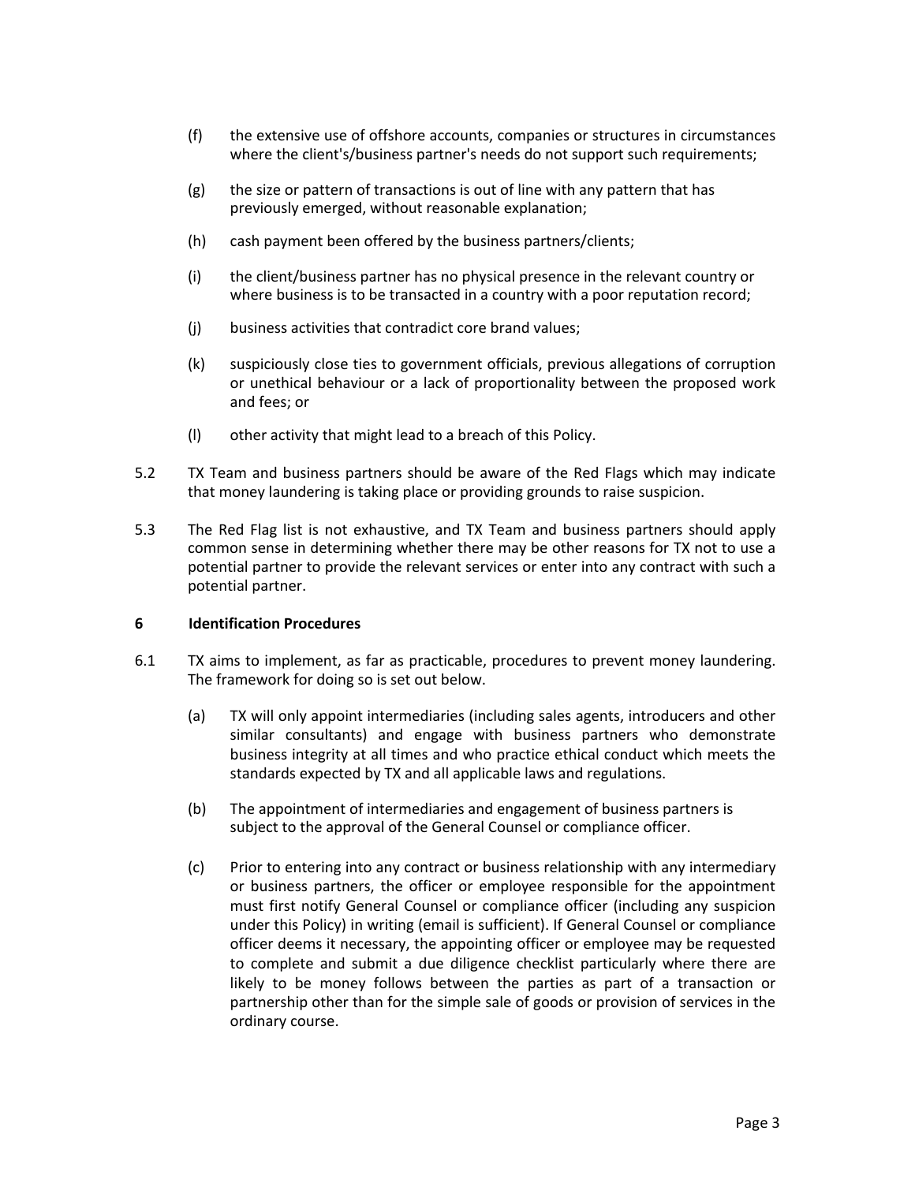(f) the extensive use of offshore accounts, companies or structures in circumstances where the client's/business partner's needs do not support such requirements;

(g) the size or pattern of transactions is out of line with any pattern that has previously emerged, without reasonable explanation;

(h) cash payment been offered by the business partners/clients;

(i) the client/business partner has no physical presence in the relevant country or where business is to be transacted in a country with a poor reputation record;

(j) business activities that contradict core brand values;

(k) suspiciously close ties to government officials, previous allegations of corruption or unethical behaviour or a lack of proportionality between the proposed work and fees; or

(l) other activity that might lead to a breach of this Policy.

5.2 TX Team and business partners should be aware of the Red Flags which may indicate that money laundering is taking place or providing grounds to raise suspicion.

5.3 The Red Flag list is not exhaustive, and TX Team and business partners should apply common sense in determining whether there may be other reasons for TX not to use a potential partner to provide the relevant services or enter into any contract with such a potential partner.

**6 Identification Procedures**

6.1 TX aims to implement, as far as practicable, procedures to prevent money laundering. The framework for doing so is set out below.

(a) TX will only appoint intermediaries (including sales agents, introducers and other similar consultants) and engage with business partners who demonstrate business integrity at all times and who practice ethical conduct which meets the standards expected by TX and all applicable laws and regulations.

(b) The appointment of intermediaries and engagement of business partners is subject to the approval of the General Counsel or compliance officer.

(c) Prior to entering into any contract or business relationship with any intermediary or business partners, the officer or employee responsible for the appointment must first notify General Counsel or compliance officer (including any suspicion under this Policy) in writing (email is sufficient). If General Counsel or compliance officer deems it necessary, the appointing officer or employee may be requested to complete and submit a due diligence checklist particularly where there are likely to be money follows between the parties as part of a transaction or partnership other than for the simple sale of goods or provision of services in the ordinary course.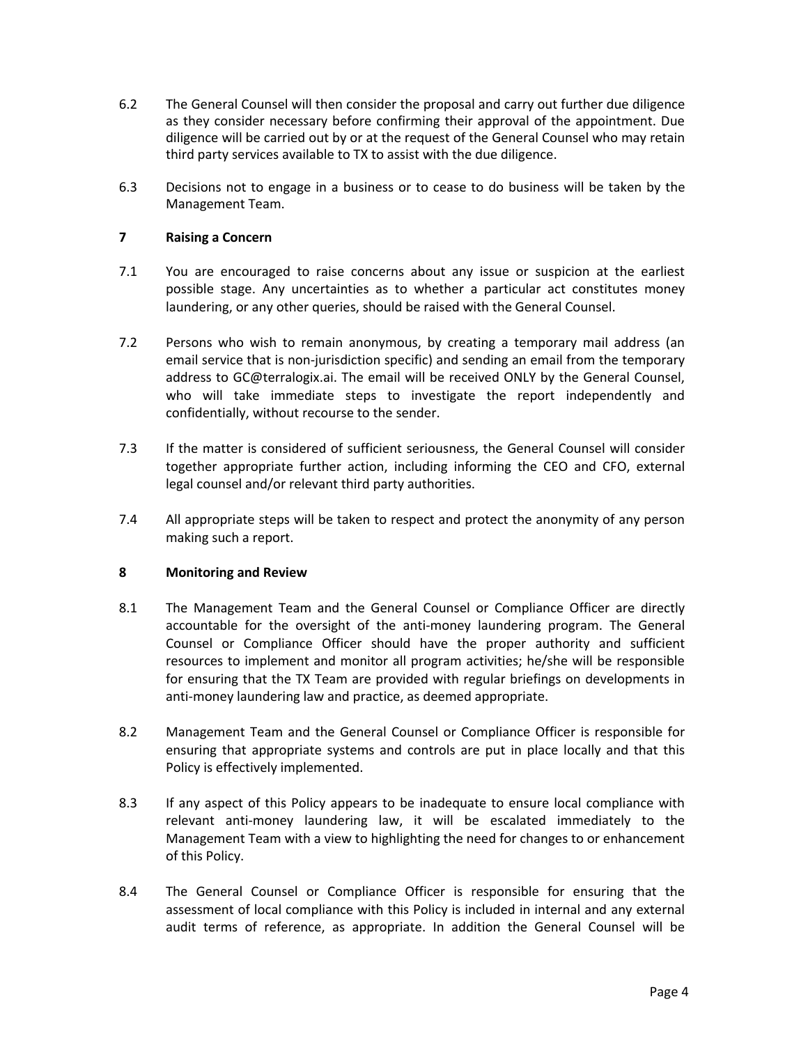6.2 The General Counsel will then consider the proposal and carry out further due diligence as they consider necessary before confirming their approval of the appointment. Due diligence will be carried out by or at the request of the General Counsel who may retain third party services available to TX to assist with the due diligence.

6.3 Decisions not to engage in a business or to cease to do business will be taken by the Management Team.

## 7 Raising a Concern

7.1 You are encouraged to raise concerns about any issue or suspicion at the earliest possible stage. Any uncertainties as to whether a particular act constitutes money laundering, or any other queries, should be raised with the General Counsel.

7.2 Persons who wish to remain anonymous, by creating a temporary mail address (an email service that is non-jurisdiction specific) and sending an email from the temporary address to GC@terralogix.ai. The email will be received ONLY by the General Counsel, who will take immediate steps to investigate the report independently and confidentially, without recourse to the sender.

7.3 If the matter is considered of sufficient seriousness, the General Counsel will consider together appropriate further action, including informing the CEO and CFO, external legal counsel and/or relevant third party authorities.

7.4 All appropriate steps will be taken to respect and protect the anonymity of any person making such a report.

## 8 Monitoring and Review

8.1 The Management Team and the General Counsel or Compliance Officer are directly accountable for the oversight of the anti-money laundering program. The General Counsel or Compliance Officer should have the proper authority and sufficient resources to implement and monitor all program activities; he/she will be responsible for ensuring that the TX Team are provided with regular briefings on developments in anti-money laundering law and practice, as deemed appropriate.

8.2 Management Team and the General Counsel or Compliance Officer is responsible for ensuring that appropriate systems and controls are put in place locally and that this Policy is effectively implemented.

8.3 If any aspect of this Policy appears to be inadequate to ensure local compliance with relevant anti-money laundering law, it will be escalated immediately to the Management Team with a view to highlighting the need for changes to or enhancement of this Policy.

8.4 The General Counsel or Compliance Officer is responsible for ensuring that the assessment of local compliance with this Policy is included in internal and any external audit terms of reference, as appropriate. In addition the General Counsel will be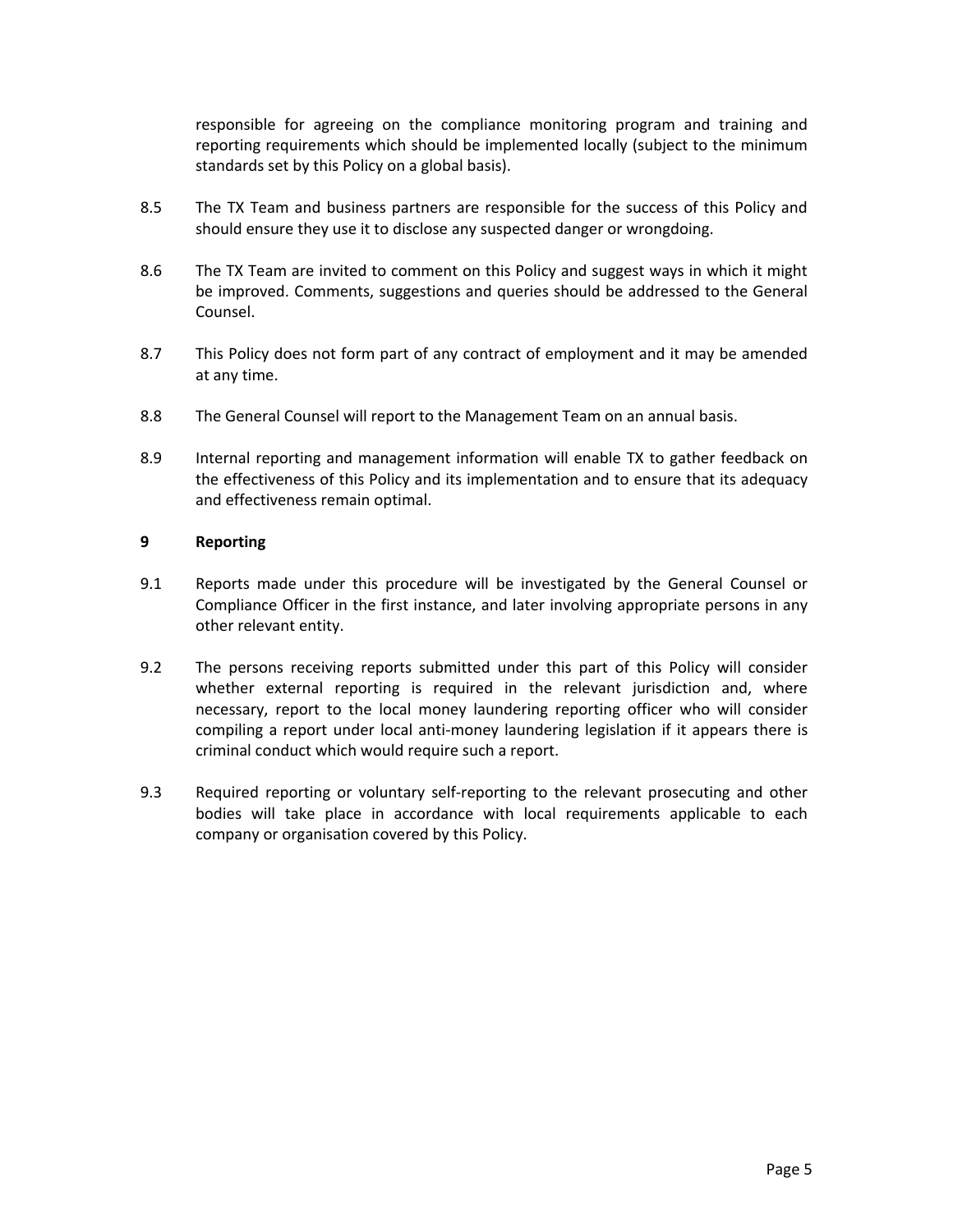responsible for agreeing on the compliance monitoring program and training and reporting requirements which should be implemented locally (subject to the minimum standards set by this Policy on a global basis).

8.5 The TX Team and business partners are responsible for the success of this Policy and should ensure they use it to disclose any suspected danger or wrongdoing.

8.6 The TX Team are invited to comment on this Policy and suggest ways in which it might be improved. Comments, suggestions and queries should be addressed to the General Counsel.

8.7 This Policy does not form part of any contract of employment and it may be amended at any time.

8.8 The General Counsel will report to the Management Team on an annual basis.

8.9 Internal reporting and management information will enable TX to gather feedback on the effectiveness of this Policy and its implementation and to ensure that its adequacy and effectiveness remain optimal.

## 9 Reporting

9.1 Reports made under this procedure will be investigated by the General Counsel or Compliance Officer in the first instance, and later involving appropriate persons in any other relevant entity.

9.2 The persons receiving reports submitted under this part of this Policy will consider whether external reporting is required in the relevant jurisdiction and, where necessary, report to the local money laundering reporting officer who will consider compiling a report under local anti-money laundering legislation if it appears there is criminal conduct which would require such a report.

9.3 Required reporting or voluntary self-reporting to the relevant prosecuting and other bodies will take place in accordance with local requirements applicable to each company or organisation covered by this Policy.